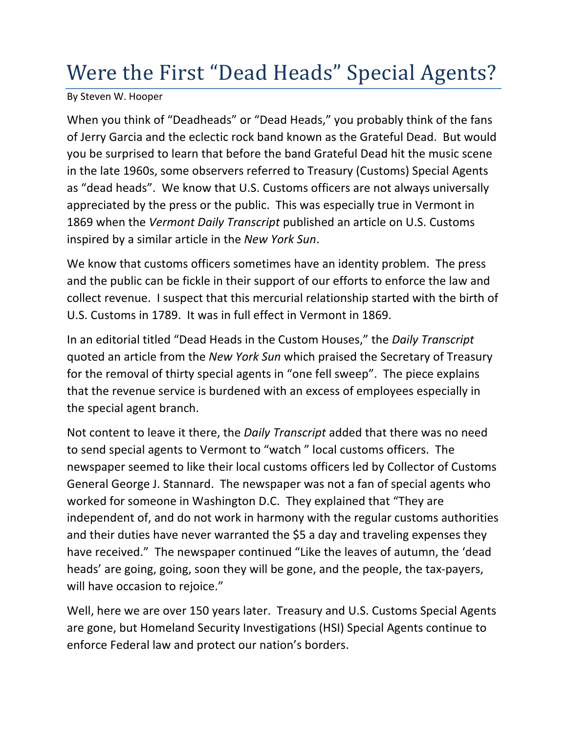# Were the First "Dead Heads" Special Agents?

By Steven W. Hooper

When you think of "Deadheads" or "Dead Heads," you probably think of the fans of Jerry Garcia and the eclectic rock band known as the Grateful Dead. But would you be surprised to learn that before the band Grateful Dead hit the music scene in the late 1960s, some observers referred to Treasury (Customs) Special Agents as "dead heads". We know that U.S. Customs officers are not always universally appreciated by the press or the public. This was especially true in Vermont in 1869 when the *Vermont Daily Transcript* published an article on U.S. Customs inspired by a similar article in the *New York Sun*.

We know that customs officers sometimes have an identity problem. The press and the public can be fickle in their support of our efforts to enforce the law and collect revenue. I suspect that this mercurial relationship started with the birth of U.S. Customs in 1789. It was in full effect in Vermont in 1869.

In an editorial titled "Dead Heads in the Custom Houses," the *Daily Transcript* quoted an article from the *New York Sun* which praised the Secretary of Treasury for the removal of thirty special agents in "one fell sweep". The piece explains that the revenue service is burdened with an excess of employees especially in the special agent branch.

Not content to leave it there, the *Daily Transcript* added that there was no need to send special agents to Vermont to "watch " local customs officers. The newspaper seemed to like their local customs officers led by Collector of Customs General George J. Stannard. The newspaper was not a fan of special agents who worked for someone in Washington D.C. They explained that "They are independent of, and do not work in harmony with the regular customs authorities and their duties have never warranted the $5 a day and traveling expenses they have received." The newspaper continued "Like the leaves of autumn, the 'dead heads' are going, going, soon they will be gone, and the people, the tax-payers, will have occasion to rejoice."

Well, here we are over 150 years later. Treasury and U.S. Customs Special Agents are gone, but Homeland Security Investigations (HSI) Special Agents continue to enforce Federal law and protect our nation's borders.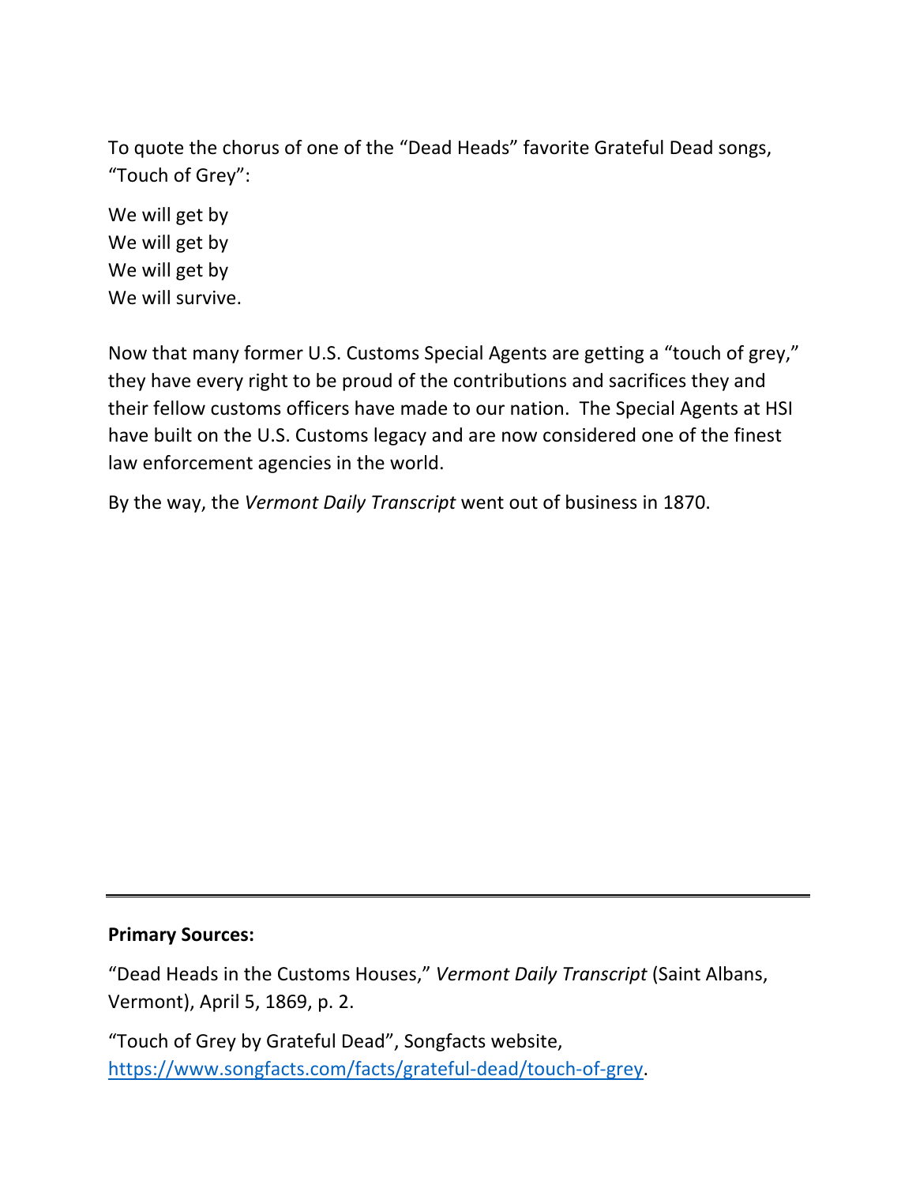To quote the chorus of one of the "Dead Heads" favorite Grateful Dead songs, "Touch of Grey":

We will get by  
We will get by  
We will get by  
We will survive.

Now that many former U.S. Customs Special Agents are getting a "touch of grey," they have every right to be proud of the contributions and sacrifices they and their fellow customs officers have made to our nation. The Special Agents at HSI have built on the U.S. Customs legacy and are now considered one of the finest law enforcement agencies in the world.

By the way, the *Vermont Daily Transcript* went out of business in 1870.

---

**Primary Sources:**

"Dead Heads in the Customs Houses," *Vermont Daily Transcript* (Saint Albans, Vermont), April 5, 1869, p. 2.

"Touch of Grey by Grateful Dead", Songfacts website, [https://www.songfacts.com/facts/grateful-dead/touch-of-grey](https://www.songfacts.com/facts/grateful-dead/touch-of-grey).